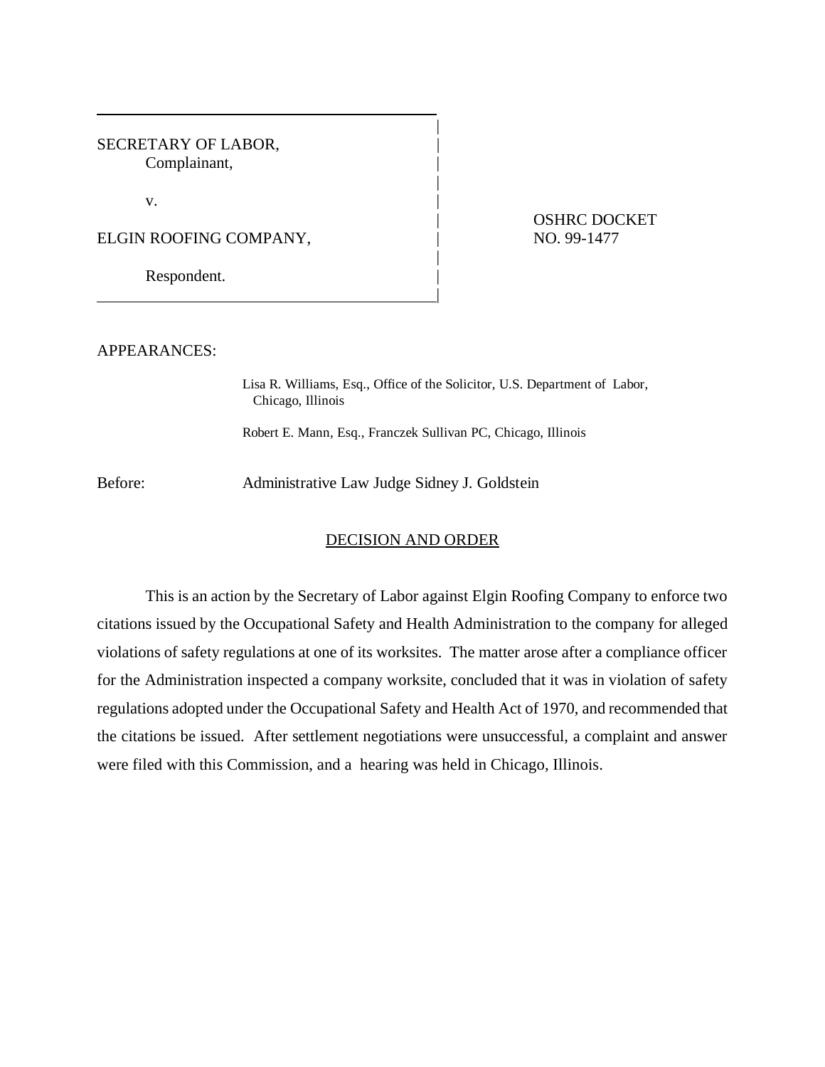| | |
|---|---|
| SECRETARY OF LABOR,<br>Complainant,<br><br>v.<br><br>ELGIN ROOFING COMPANY,<br><br>Respondent. | OSHRC DOCKET<br>NO. 99-1477 |

APPEARANCES:

Lisa R. Williams, Esq., Office of the Solicitor, U.S. Department of Labor, Chicago, Illinois

Robert E. Mann, Esq., Franczek Sullivan PC, Chicago, Illinois

Before: Administrative Law Judge Sidney J. Goldstein

## DECISION AND ORDER

This is an action by the Secretary of Labor against Elgin Roofing Company to enforce two citations issued by the Occupational Safety and Health Administration to the company for alleged violations of safety regulations at one of its worksites. The matter arose after a compliance officer for the Administration inspected a company worksite, concluded that it was in violation of safety regulations adopted under the Occupational Safety and Health Act of 1970, and recommended that the citations be issued. After settlement negotiations were unsuccessful, a complaint and answer were filed with this Commission, and a hearing was held in Chicago, Illinois.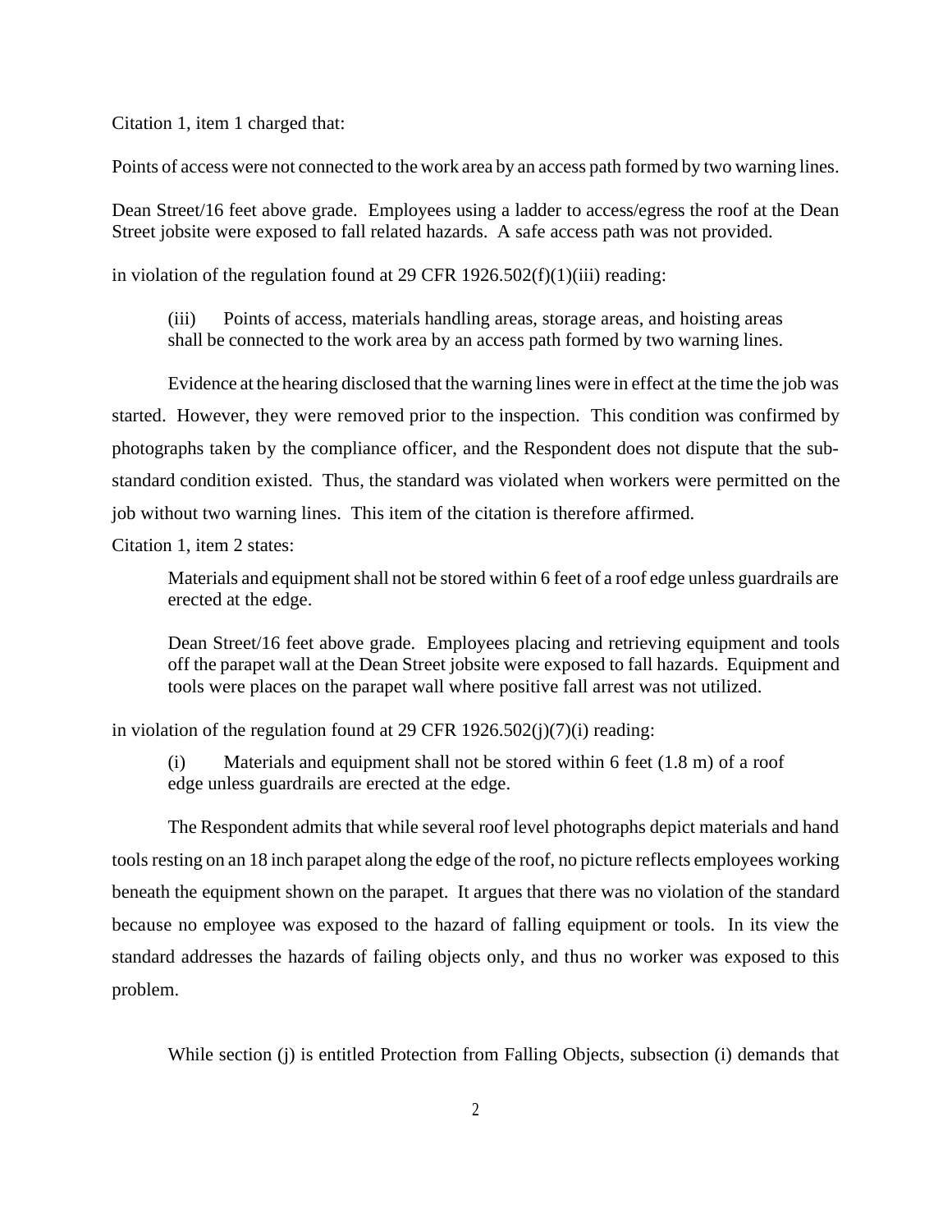Citation 1, item 1 charged that:

Points of access were not connected to the work area by an access path formed by two warning lines.

Dean Street/16 feet above grade. Employees using a ladder to access/egress the roof at the Dean Street jobsite were exposed to fall related hazards. A safe access path was not provided.

in violation of the regulation found at 29 CFR 1926.502(f)(1)(iii) reading:

> (iii) Points of access, materials handling areas, storage areas, and hoisting areas shall be connected to the work area by an access path formed by two warning lines.

Evidence at the hearing disclosed that the warning lines were in effect at the time the job was started. However, they were removed prior to the inspection. This condition was confirmed by photographs taken by the compliance officer, and the Respondent does not dispute that the sub-standard condition existed. Thus, the standard was violated when workers were permitted on the job without two warning lines. This item of the citation is therefore affirmed.

Citation 1, item 2 states:

> Materials and equipment shall not be stored within 6 feet of a roof edge unless guardrails are erected at the edge.
>
> Dean Street/16 feet above grade. Employees placing and retrieving equipment and tools off the parapet wall at the Dean Street jobsite were exposed to fall hazards. Equipment and tools were places on the parapet wall where positive fall arrest was not utilized.

in violation of the regulation found at 29 CFR 1926.502(j)(7)(i) reading:

> (i) Materials and equipment shall not be stored within 6 feet (1.8 m) of a roof edge unless guardrails are erected at the edge.

The Respondent admits that while several roof level photographs depict materials and hand tools resting on an 18 inch parapet along the edge of the roof, no picture reflects employees working beneath the equipment shown on the parapet. It argues that there was no violation of the standard because no employee was exposed to the hazard of falling equipment or tools. In its view the standard addresses the hazards of failing objects only, and thus no worker was exposed to this problem.

While section (j) is entitled Protection from Falling Objects, subsection (i) demands that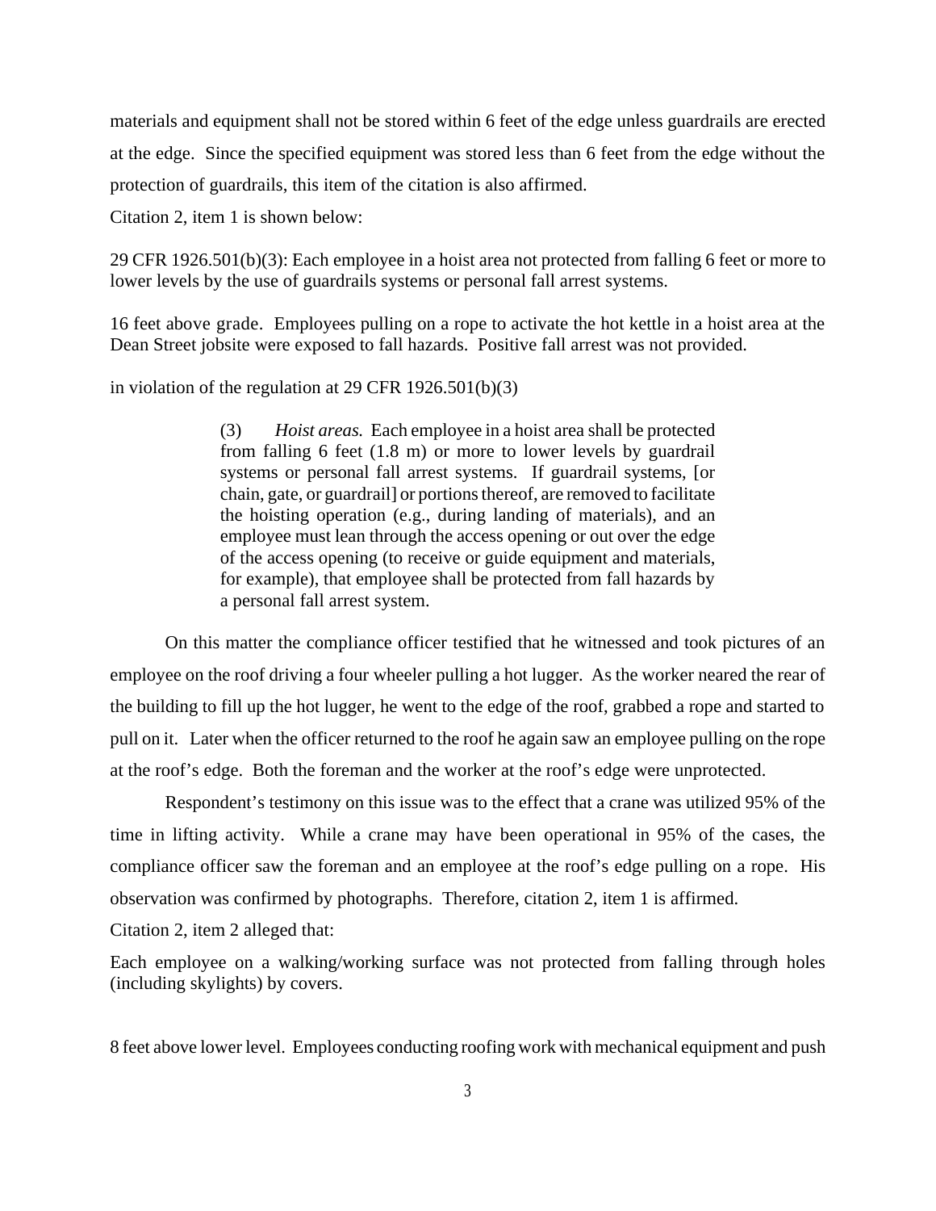materials and equipment shall not be stored within 6 feet of the edge unless guardrails are erected at the edge. Since the specified equipment was stored less than 6 feet from the edge without the protection of guardrails, this item of the citation is also affirmed.

Citation 2, item 1 is shown below:

29 CFR 1926.501(b)(3): Each employee in a hoist area not protected from falling 6 feet or more to lower levels by the use of guardrails systems or personal fall arrest systems.

16 feet above grade. Employees pulling on a rope to activate the hot kettle in a hoist area at the Dean Street jobsite were exposed to fall hazards. Positive fall arrest was not provided.

in violation of the regulation at 29 CFR 1926.501(b)(3)

> (3) *Hoist areas.* Each employee in a hoist area shall be protected from falling 6 feet (1.8 m) or more to lower levels by guardrail systems or personal fall arrest systems. If guardrail systems, [or chain, gate, or guardrail] or portions thereof, are removed to facilitate the hoisting operation (e.g., during landing of materials), and an employee must lean through the access opening or out over the edge of the access opening (to receive or guide equipment and materials, for example), that employee shall be protected from fall hazards by a personal fall arrest system.

On this matter the compliance officer testified that he witnessed and took pictures of an employee on the roof driving a four wheeler pulling a hot lugger. As the worker neared the rear of the building to fill up the hot lugger, he went to the edge of the roof, grabbed a rope and started to pull on it. Later when the officer returned to the roof he again saw an employee pulling on the rope at the roof's edge. Both the foreman and the worker at the roof's edge were unprotected.

Respondent's testimony on this issue was to the effect that a crane was utilized 95% of the time in lifting activity. While a crane may have been operational in 95% of the cases, the compliance officer saw the foreman and an employee at the roof's edge pulling on a rope. His observation was confirmed by photographs. Therefore, citation 2, item 1 is affirmed.

Citation 2, item 2 alleged that:

Each employee on a walking/working surface was not protected from falling through holes (including skylights) by covers.

8 feet above lower level. Employees conducting roofing work with mechanical equipment and push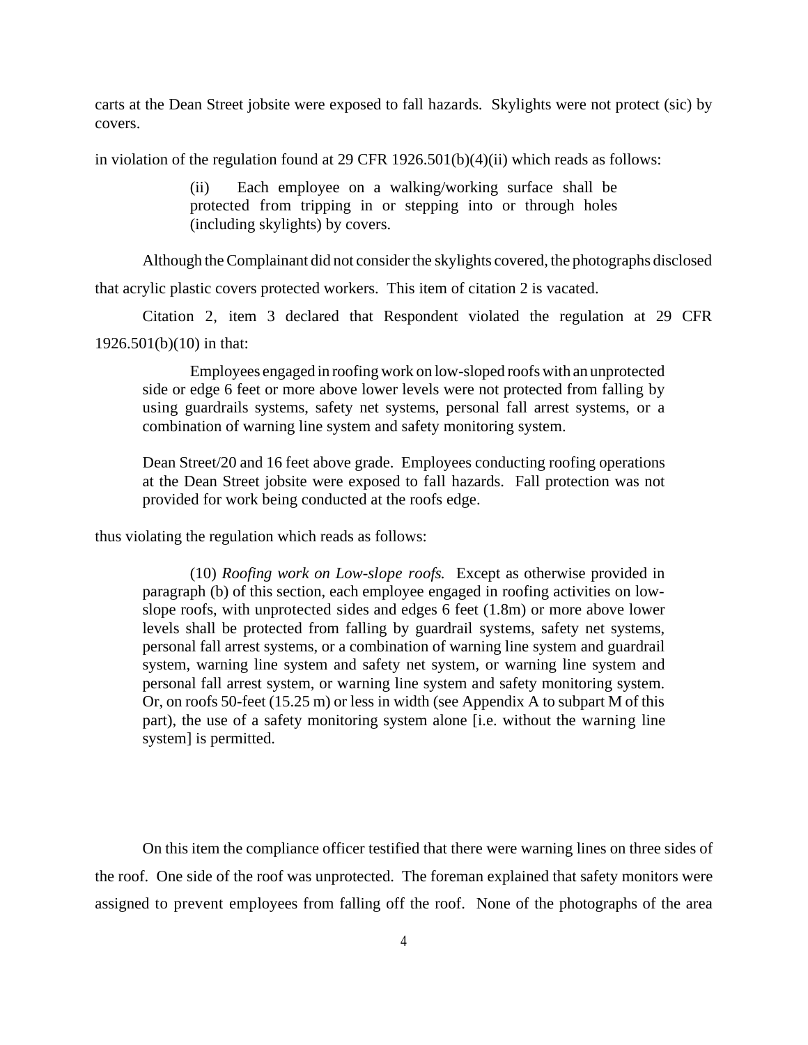carts at the Dean Street jobsite were exposed to fall hazards. Skylights were not protect (sic) by covers.

in violation of the regulation found at 29 CFR 1926.501(b)(4)(ii) which reads as follows:

> (ii) Each employee on a walking/working surface shall be protected from tripping in or stepping into or through holes (including skylights) by covers.

Although the Complainant did not consider the skylights covered, the photographs disclosed that acrylic plastic covers protected workers. This item of citation 2 is vacated.

Citation 2, item 3 declared that Respondent violated the regulation at 29 CFR 1926.501(b)(10) in that:

> Employees engaged in roofing work on low-sloped roofs with an unprotected side or edge 6 feet or more above lower levels were not protected from falling by using guardrails systems, safety net systems, personal fall arrest systems, or a combination of warning line system and safety monitoring system.
>
> Dean Street/20 and 16 feet above grade. Employees conducting roofing operations at the Dean Street jobsite were exposed to fall hazards. Fall protection was not provided for work being conducted at the roofs edge.

thus violating the regulation which reads as follows:

> (10) *Roofing work on Low-slope roofs.* Except as otherwise provided in paragraph (b) of this section, each employee engaged in roofing activities on low-slope roofs, with unprotected sides and edges 6 feet (1.8m) or more above lower levels shall be protected from falling by guardrail systems, safety net systems, personal fall arrest systems, or a combination of warning line system and guardrail system, warning line system and safety net system, or warning line system and personal fall arrest system, or warning line system and safety monitoring system. Or, on roofs 50-feet (15.25 m) or less in width (see Appendix A to subpart M of this part), the use of a safety monitoring system alone [i.e. without the warning line system] is permitted.

On this item the compliance officer testified that there were warning lines on three sides of the roof. One side of the roof was unprotected. The foreman explained that safety monitors were assigned to prevent employees from falling off the roof. None of the photographs of the area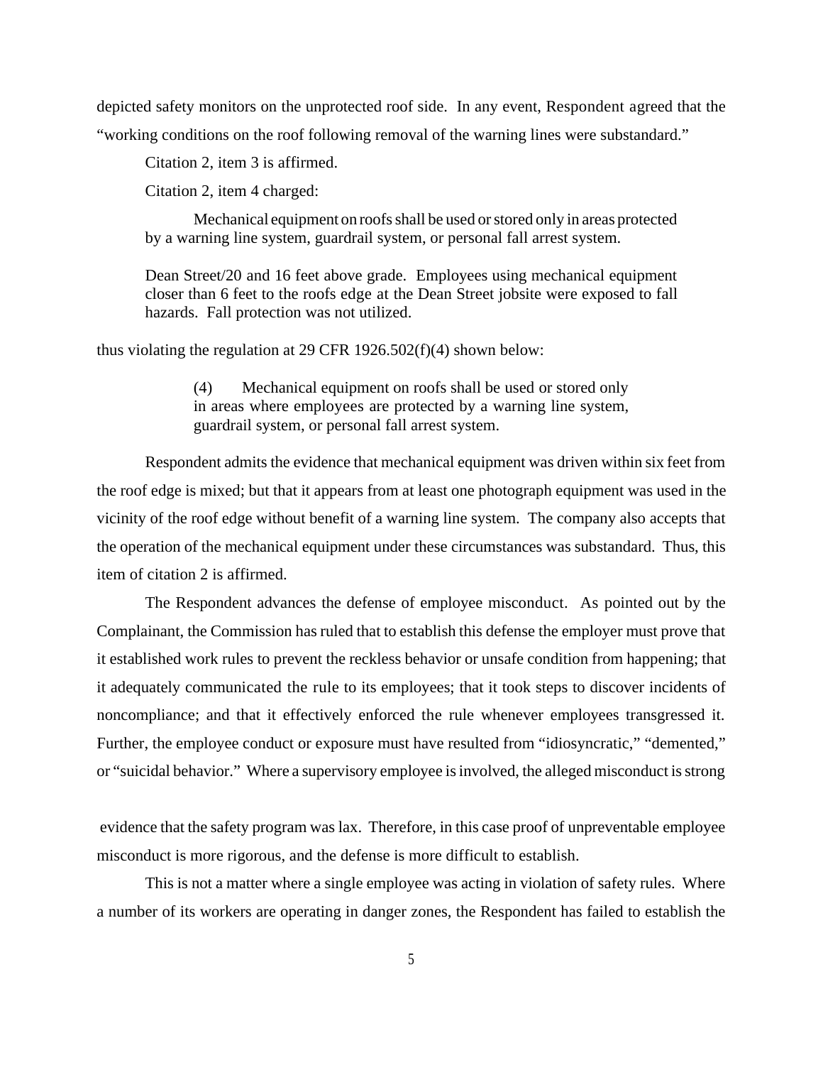depicted safety monitors on the unprotected roof side. In any event, Respondent agreed that the "working conditions on the roof following removal of the warning lines were substandard."

Citation 2, item 3 is affirmed.

Citation 2, item 4 charged:

> Mechanical equipment on roofs shall be used or stored only in areas protected by a warning line system, guardrail system, or personal fall arrest system.
>
> Dean Street/20 and 16 feet above grade. Employees using mechanical equipment closer than 6 feet to the roofs edge at the Dean Street jobsite were exposed to fall hazards. Fall protection was not utilized.

thus violating the regulation at 29 CFR 1926.502(f)(4) shown below:

> (4) Mechanical equipment on roofs shall be used or stored only in areas where employees are protected by a warning line system, guardrail system, or personal fall arrest system.

Respondent admits the evidence that mechanical equipment was driven within six feet from the roof edge is mixed; but that it appears from at least one photograph equipment was used in the vicinity of the roof edge without benefit of a warning line system. The company also accepts that the operation of the mechanical equipment under these circumstances was substandard. Thus, this item of citation 2 is affirmed.

The Respondent advances the defense of employee misconduct. As pointed out by the Complainant, the Commission has ruled that to establish this defense the employer must prove that it established work rules to prevent the reckless behavior or unsafe condition from happening; that it adequately communicated the rule to its employees; that it took steps to discover incidents of noncompliance; and that it effectively enforced the rule whenever employees transgressed it. Further, the employee conduct or exposure must have resulted from "idiosyncratic," "demented," or "suicidal behavior." Where a supervisory employee is involved, the alleged misconduct is strong evidence that the safety program was lax. Therefore, in this case proof of unpreventable employee misconduct is more rigorous, and the defense is more difficult to establish.

This is not a matter where a single employee was acting in violation of safety rules. Where a number of its workers are operating in danger zones, the Respondent has failed to establish the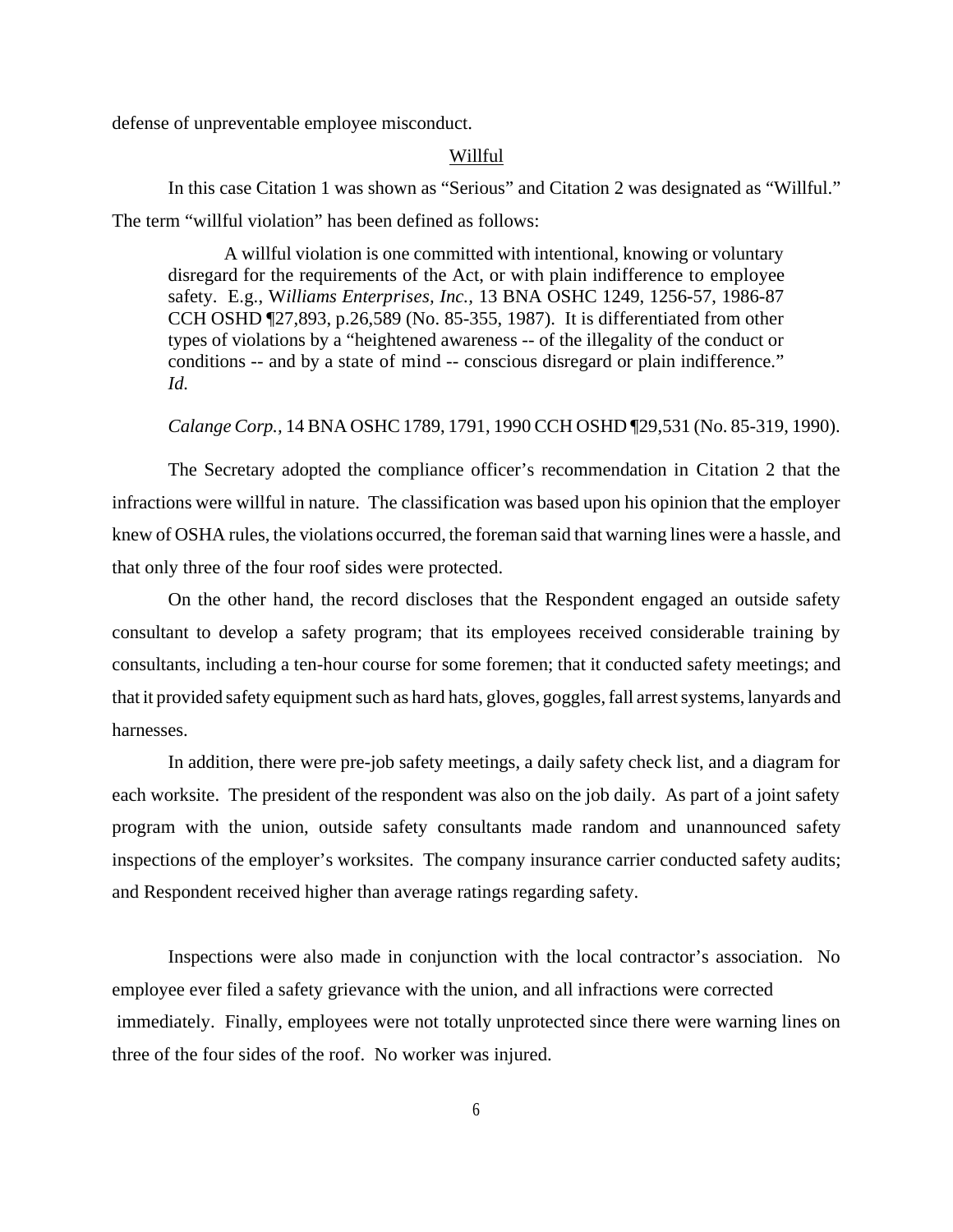defense of unpreventable employee misconduct.

<u>Willful</u>

In this case Citation 1 was shown as "Serious" and Citation 2 was designated as "Willful." The term "willful violation" has been defined as follows:

> A willful violation is one committed with intentional, knowing or voluntary disregard for the requirements of the Act, or with plain indifference to employee safety. E.g., *Williams Enterprises, Inc.*, 13 BNA OSHC 1249, 1256-57, 1986-87 CCH OSHD ¶27,893, p.26,589 (No. 85-355, 1987). It is differentiated from other types of violations by a "heightened awareness -- of the illegality of the conduct or conditions -- and by a state of mind -- conscious disregard or plain indifference." *Id.*

*Calange Corp.*, 14 BNA OSHC 1789, 1791, 1990 CCH OSHD ¶29,531 (No. 85-319, 1990).

The Secretary adopted the compliance officer's recommendation in Citation 2 that the infractions were willful in nature. The classification was based upon his opinion that the employer knew of OSHA rules, the violations occurred, the foreman said that warning lines were a hassle, and that only three of the four roof sides were protected.

On the other hand, the record discloses that the Respondent engaged an outside safety consultant to develop a safety program; that its employees received considerable training by consultants, including a ten-hour course for some foremen; that it conducted safety meetings; and that it provided safety equipment such as hard hats, gloves, goggles, fall arrest systems, lanyards and harnesses.

In addition, there were pre-job safety meetings, a daily safety check list, and a diagram for each worksite. The president of the respondent was also on the job daily. As part of a joint safety program with the union, outside safety consultants made random and unannounced safety inspections of the employer's worksites. The company insurance carrier conducted safety audits; and Respondent received higher than average ratings regarding safety.

Inspections were also made in conjunction with the local contractor's association. No employee ever filed a safety grievance with the union, and all infractions were corrected immediately. Finally, employees were not totally unprotected since there were warning lines on three of the four sides of the roof. No worker was injured.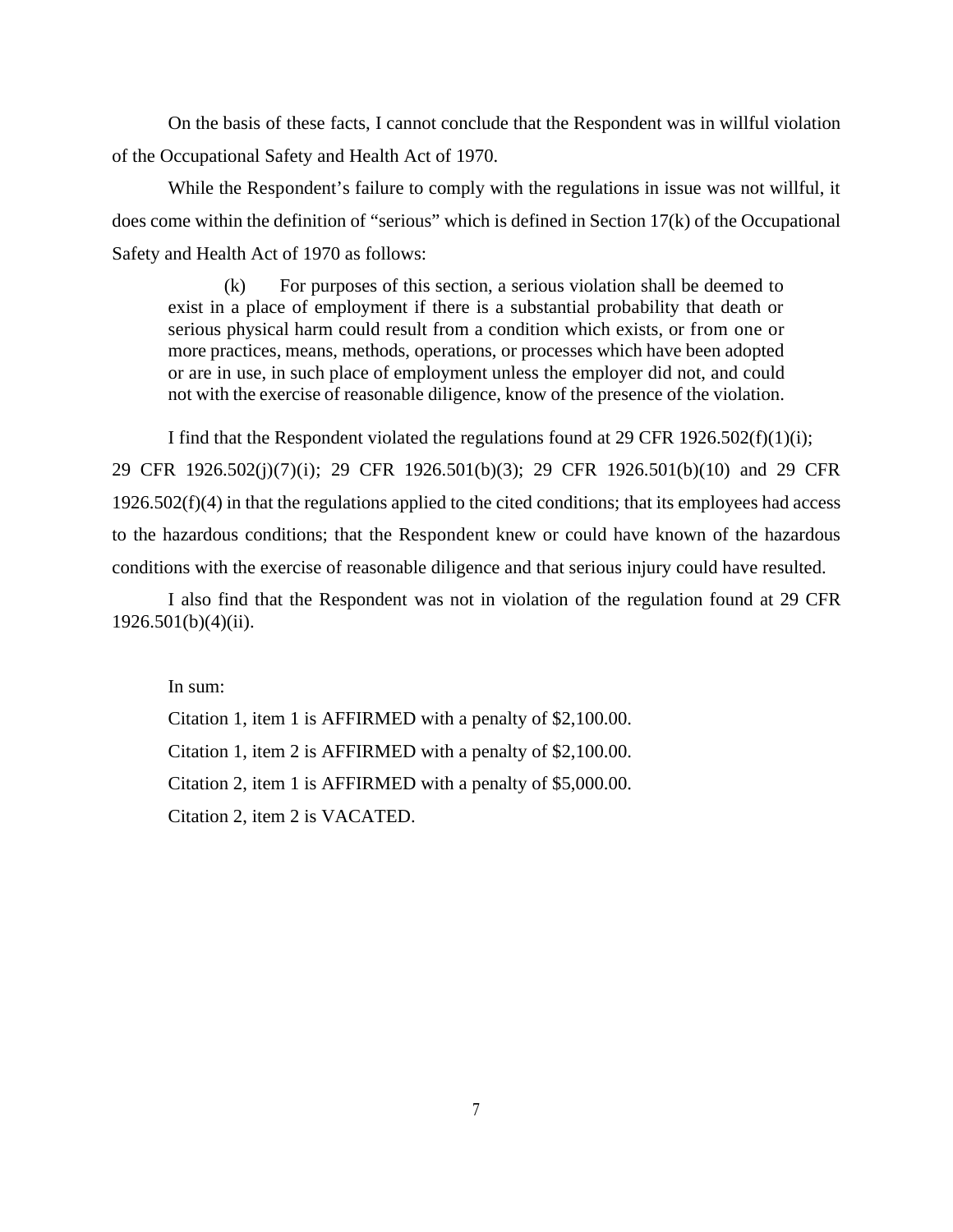On the basis of these facts, I cannot conclude that the Respondent was in willful violation of the Occupational Safety and Health Act of 1970.

While the Respondent's failure to comply with the regulations in issue was not willful, it does come within the definition of "serious" which is defined in Section 17(k) of the Occupational Safety and Health Act of 1970 as follows:

> (k) For purposes of this section, a serious violation shall be deemed to exist in a place of employment if there is a substantial probability that death or serious physical harm could result from a condition which exists, or from one or more practices, means, methods, operations, or processes which have been adopted or are in use, in such place of employment unless the employer did not, and could not with the exercise of reasonable diligence, know of the presence of the violation.

I find that the Respondent violated the regulations found at 29 CFR 1926.502(f)(1)(i); 29 CFR 1926.502(j)(7)(i); 29 CFR 1926.501(b)(3); 29 CFR 1926.501(b)(10) and 29 CFR 1926.502(f)(4) in that the regulations applied to the cited conditions; that its employees had access to the hazardous conditions; that the Respondent knew or could have known of the hazardous conditions with the exercise of reasonable diligence and that serious injury could have resulted.

I also find that the Respondent was not in violation of the regulation found at 29 CFR 1926.501(b)(4)(ii).

In sum:

Citation 1, item 1 is AFFIRMED with a penalty of $2,100.00.

Citation 1, item 2 is AFFIRMED with a penalty of $2,100.00.

Citation 2, item 1 is AFFIRMED with a penalty of $5,000.00.

Citation 2, item 2 is VACATED.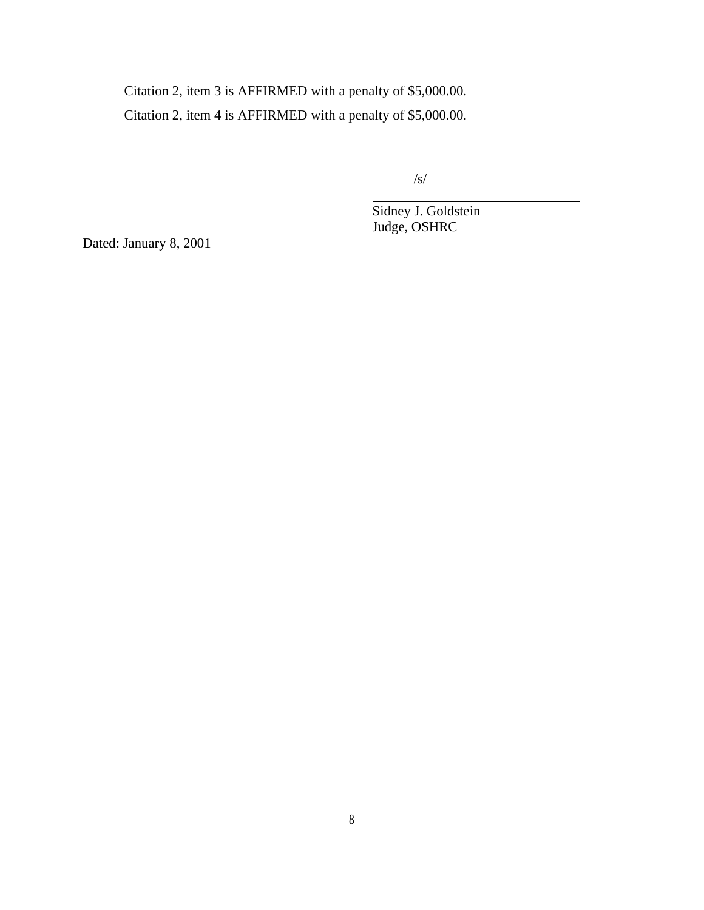Citation 2, item 3 is AFFIRMED with a penalty of $5,000.00.

Citation 2, item 4 is AFFIRMED with a penalty of $5,000.00.

/s/

Sidney J. Goldstein
Judge, OSHRC

Dated: January 8, 2001